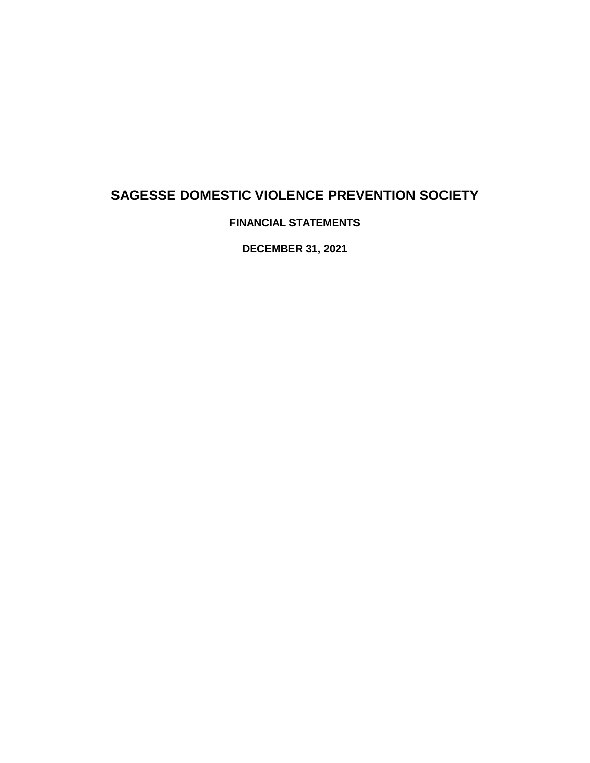# SAGESSE DOMESTIC VIOLENCE PREVENTION SOCIETY

**FINANCIAL STATEMENTS**

**DECEMBER 31, 2021**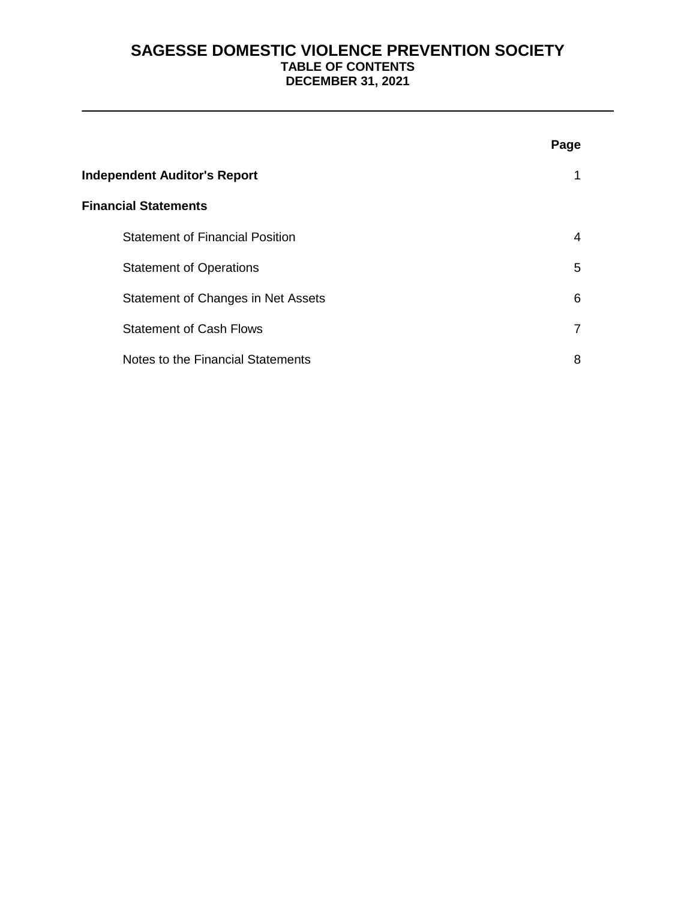# SAGESSE DOMESTIC VIOLENCE PREVENTION SOCIETY
## TABLE OF CONTENTS
## DECEMBER 31, 2021

| | Page |
|---|---|
| **Independent Auditor's Report** | 1 |
| **Financial Statements** | |
| Statement of Financial Position | 4 |
| Statement of Operations | 5 |
| Statement of Changes in Net Assets | 6 |
| Statement of Cash Flows | 7 |
| Notes to the Financial Statements | 8 |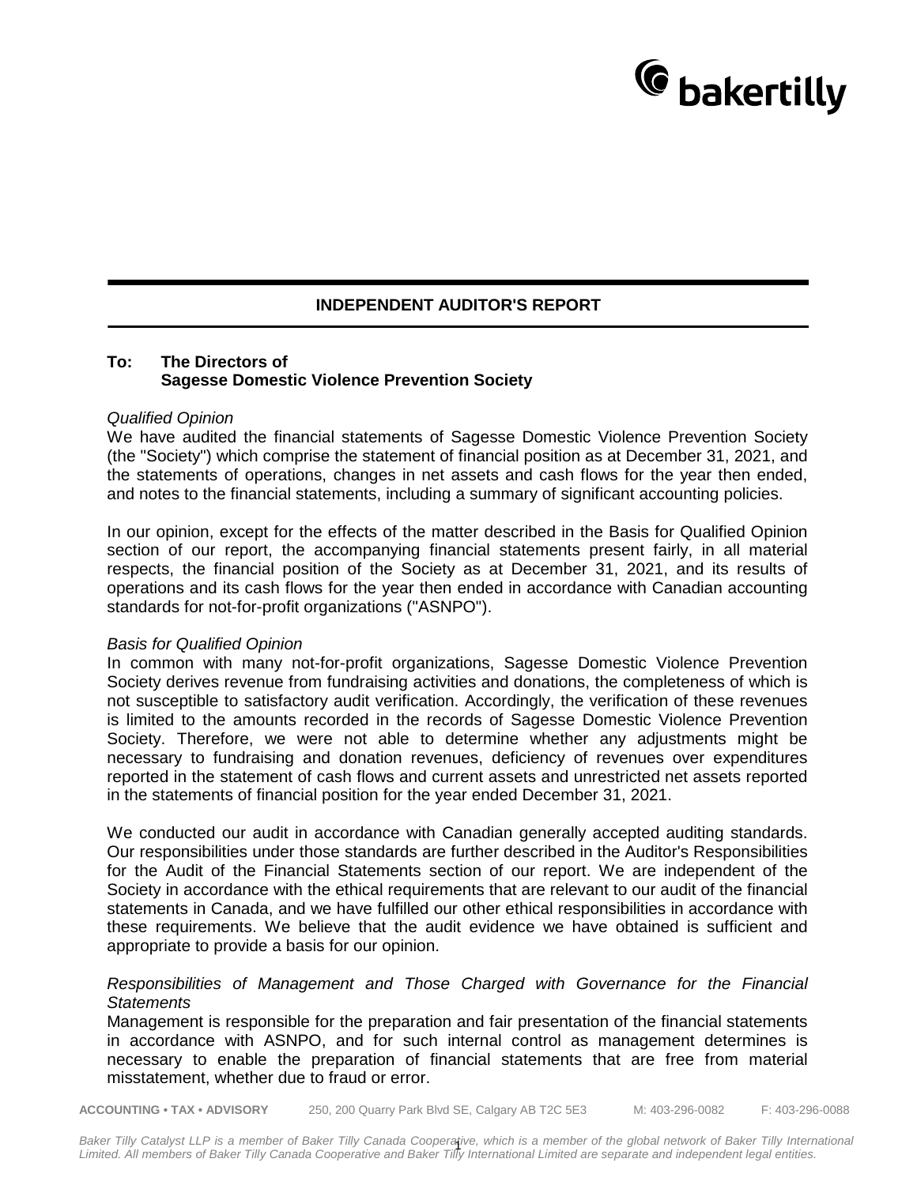# INDEPENDENT AUDITOR'S REPORT

**To: The Directors of**
**Sagesse Domestic Violence Prevention Society**

*Qualified Opinion*

We have audited the financial statements of Sagesse Domestic Violence Prevention Society (the "Society") which comprise the statement of financial position as at December 31, 2021, and the statements of operations, changes in net assets and cash flows for the year then ended, and notes to the financial statements, including a summary of significant accounting policies.

In our opinion, except for the effects of the matter described in the Basis for Qualified Opinion section of our report, the accompanying financial statements present fairly, in all material respects, the financial position of the Society as at December 31, 2021, and its results of operations and its cash flows for the year then ended in accordance with Canadian accounting standards for not-for-profit organizations ("ASNPO").

*Basis for Qualified Opinion*

In common with many not-for-profit organizations, Sagesse Domestic Violence Prevention Society derives revenue from fundraising activities and donations, the completeness of which is not susceptible to satisfactory audit verification. Accordingly, the verification of these revenues is limited to the amounts recorded in the records of Sagesse Domestic Violence Prevention Society. Therefore, we were not able to determine whether any adjustments might be necessary to fundraising and donation revenues, deficiency of revenues over expenditures reported in the statement of cash flows and current assets and unrestricted net assets reported in the statements of financial position for the year ended December 31, 2021.

We conducted our audit in accordance with Canadian generally accepted auditing standards. Our responsibilities under those standards are further described in the Auditor's Responsibilities for the Audit of the Financial Statements section of our report. We are independent of the Society in accordance with the ethical requirements that are relevant to our audit of the financial statements in Canada, and we have fulfilled our other ethical responsibilities in accordance with these requirements. We believe that the audit evidence we have obtained is sufficient and appropriate to provide a basis for our opinion.

*Responsibilities of Management and Those Charged with Governance for the Financial Statements*

Management is responsible for the preparation and fair presentation of the financial statements in accordance with ASNPO, and for such internal control as management determines is necessary to enable the preparation of financial statements that are free from material misstatement, whether due to fraud or error.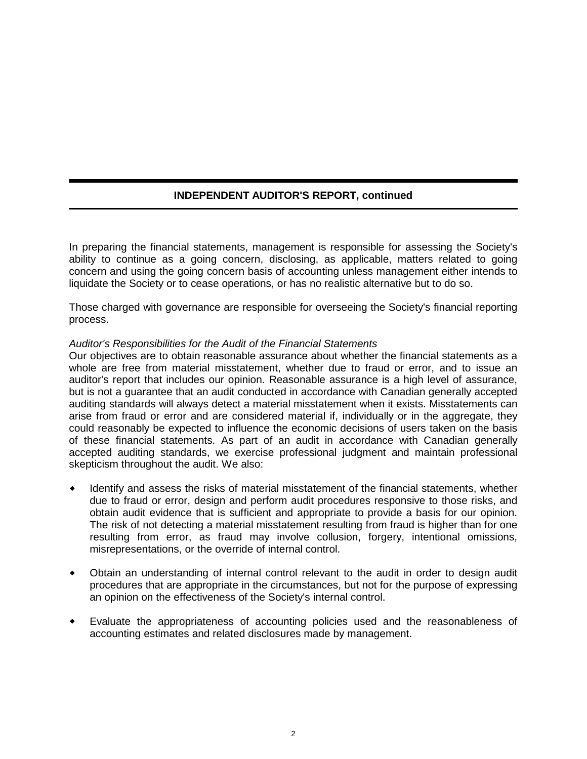## INDEPENDENT AUDITOR'S REPORT, continued

In preparing the financial statements, management is responsible for assessing the Society's ability to continue as a going concern, disclosing, as applicable, matters related to going concern and using the going concern basis of accounting unless management either intends to liquidate the Society or to cease operations, or has no realistic alternative but to do so.

Those charged with governance are responsible for overseeing the Society's financial reporting process.

*Auditor's Responsibilities for the Audit of the Financial Statements*
Our objectives are to obtain reasonable assurance about whether the financial statements as a whole are free from material misstatement, whether due to fraud or error, and to issue an auditor's report that includes our opinion. Reasonable assurance is a high level of assurance, but is not a guarantee that an audit conducted in accordance with Canadian generally accepted auditing standards will always detect a material misstatement when it exists. Misstatements can arise from fraud or error and are considered material if, individually or in the aggregate, they could reasonably be expected to influence the economic decisions of users taken on the basis of these financial statements. As part of an audit in accordance with Canadian generally accepted auditing standards, we exercise professional judgment and maintain professional skepticism throughout the audit. We also:

- Identify and assess the risks of material misstatement of the financial statements, whether due to fraud or error, design and perform audit procedures responsive to those risks, and obtain audit evidence that is sufficient and appropriate to provide a basis for our opinion. The risk of not detecting a material misstatement resulting from fraud is higher than for one resulting from error, as fraud may involve collusion, forgery, intentional omissions, misrepresentations, or the override of internal control.

- Obtain an understanding of internal control relevant to the audit in order to design audit procedures that are appropriate in the circumstances, but not for the purpose of expressing an opinion on the effectiveness of the Society's internal control.

- Evaluate the appropriateness of accounting policies used and the reasonableness of accounting estimates and related disclosures made by management.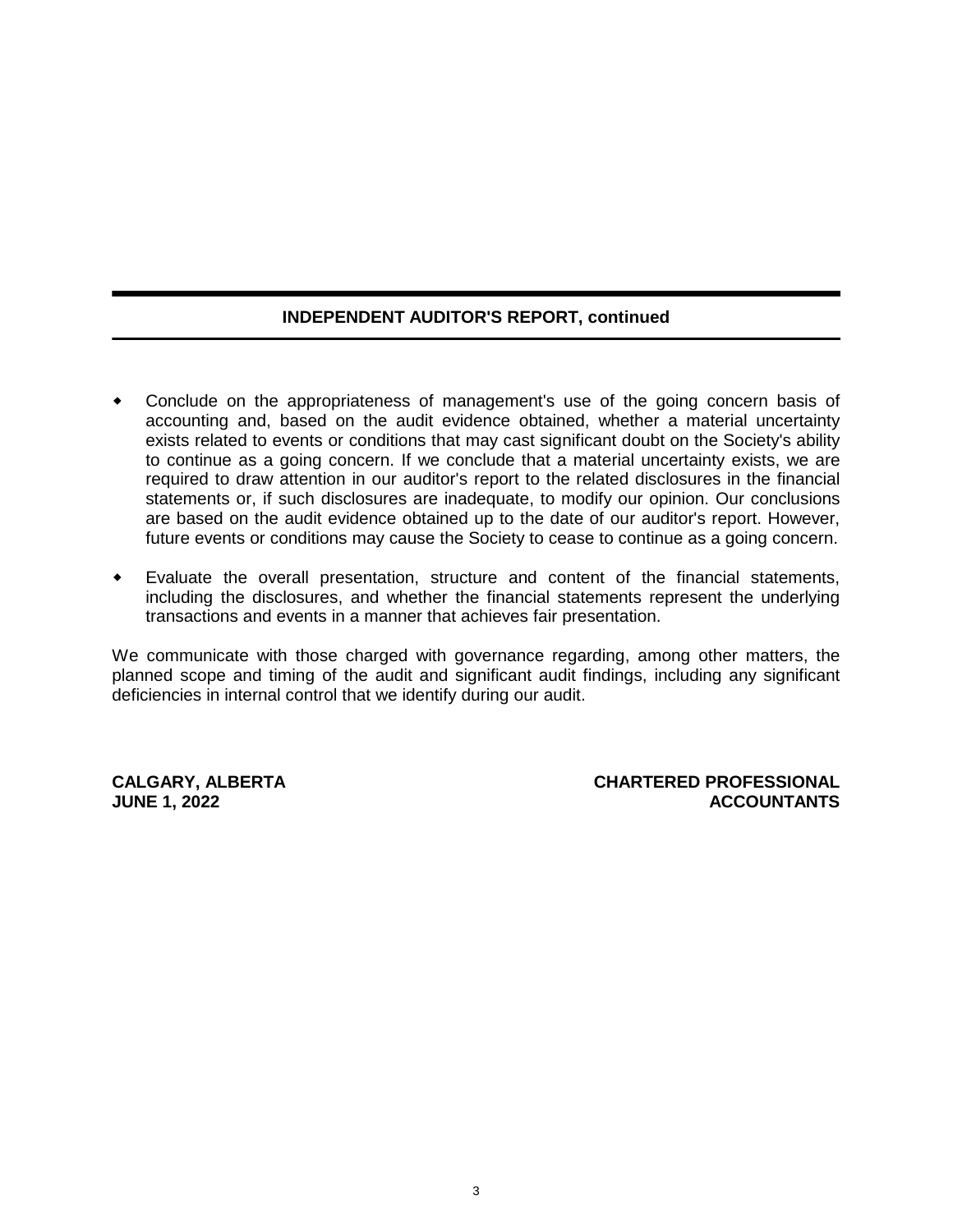## INDEPENDENT AUDITOR'S REPORT, continued

- Conclude on the appropriateness of management's use of the going concern basis of accounting and, based on the audit evidence obtained, whether a material uncertainty exists related to events or conditions that may cast significant doubt on the Society's ability to continue as a going concern. If we conclude that a material uncertainty exists, we are required to draw attention in our auditor's report to the related disclosures in the financial statements or, if such disclosures are inadequate, to modify our opinion. Our conclusions are based on the audit evidence obtained up to the date of our auditor's report. However, future events or conditions may cause the Society to cease to continue as a going concern.

- Evaluate the overall presentation, structure and content of the financial statements, including the disclosures, and whether the financial statements represent the underlying transactions and events in a manner that achieves fair presentation.

We communicate with those charged with governance regarding, among other matters, the planned scope and timing of the audit and significant audit findings, including any significant deficiencies in internal control that we identify during our audit.

**CALGARY, ALBERTA**
**JUNE 1, 2022**

**CHARTERED PROFESSIONAL ACCOUNTANTS**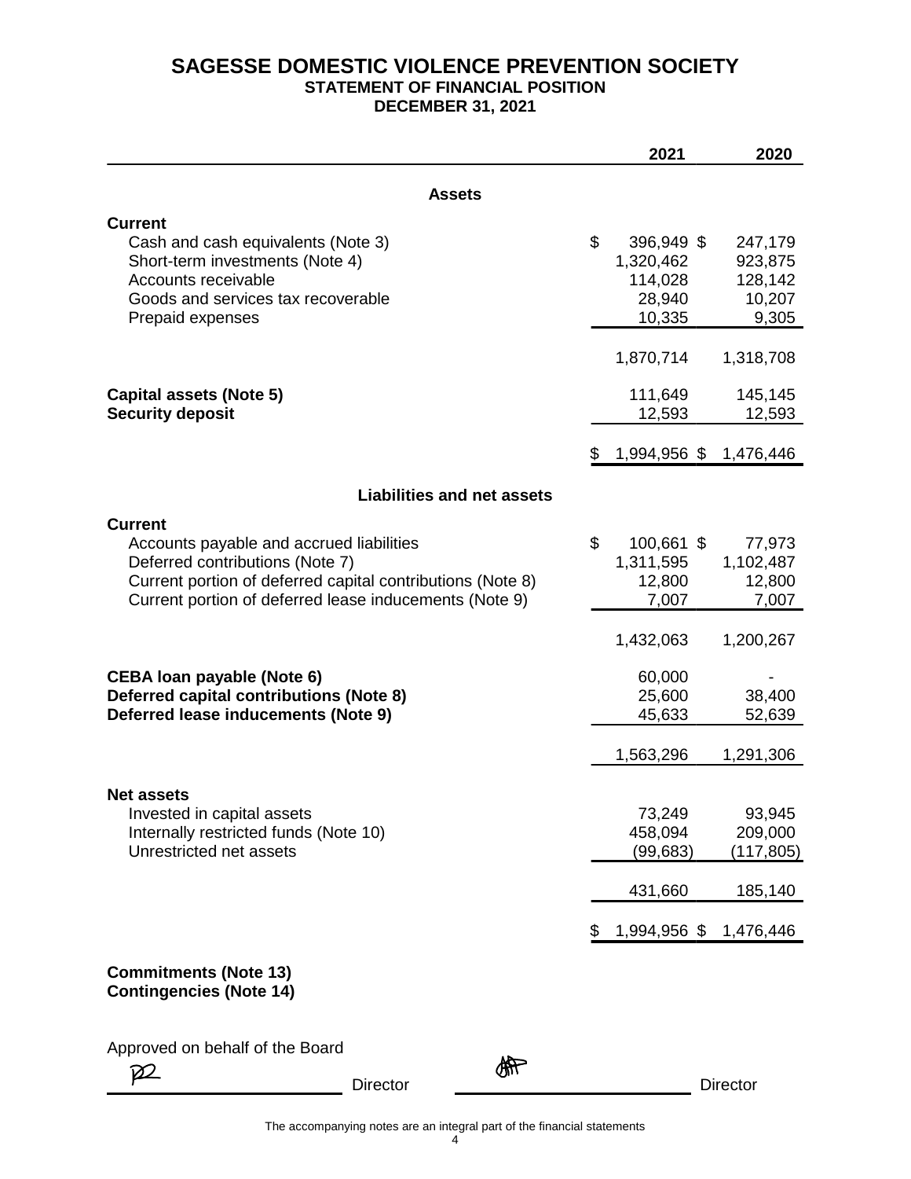# SAGESSE DOMESTIC VIOLENCE PREVENTION SOCIETY

## STATEMENT OF FINANCIAL POSITION

## DECEMBER 31, 2021

| | 2021 | 2020 |
|---|---|---|
| **Assets** | | |
| **Current** | | |
| Cash and cash equivalents (Note 3) | $ 396,949 | $ 247,179 |
| Short-term investments (Note 4) | 1,320,462 | 923,875 |
| Accounts receivable | 114,028 | 128,142 |
| Goods and services tax recoverable | 28,940 | 10,207 |
| Prepaid expenses | 10,335 | 9,305 |
| | 1,870,714 | 1,318,708 |
| **Capital assets (Note 5)** | 111,649 | 145,145 |
| **Security deposit** | 12,593 | 12,593 |
| | $ 1,994,956 | $ 1,476,446 |
| **Liabilities and net assets** | | |
| **Current** | | |
| Accounts payable and accrued liabilities | $ 100,661 | $ 77,973 |
| Deferred contributions (Note 7) | 1,311,595 | 1,102,487 |
| Current portion of deferred capital contributions (Note 8) | 12,800 | 12,800 |
| Current portion of deferred lease inducements (Note 9) | 7,007 | 7,007 |
| | 1,432,063 | 1,200,267 |
| **CEBA loan payable (Note 6)** | 60,000 | - |
| **Deferred capital contributions (Note 8)** | 25,600 | 38,400 |
| **Deferred lease inducements (Note 9)** | 45,633 | 52,639 |
| | 1,563,296 | 1,291,306 |
| **Net assets** | | |
| Invested in capital assets | 73,249 | 93,945 |
| Internally restricted funds (Note 10) | 458,094 | 209,000 |
| Unrestricted net assets | (99,683) | (117,805) |
| | 431,660 | 185,140 |
| | $ 1,994,956 | $ 1,476,446 |

**Commitments (Note 13)**
**Contingencies (Note 14)**

Approved on behalf of the Board

_______________ Director _______________ Director

The accompanying notes are an integral part of the financial statements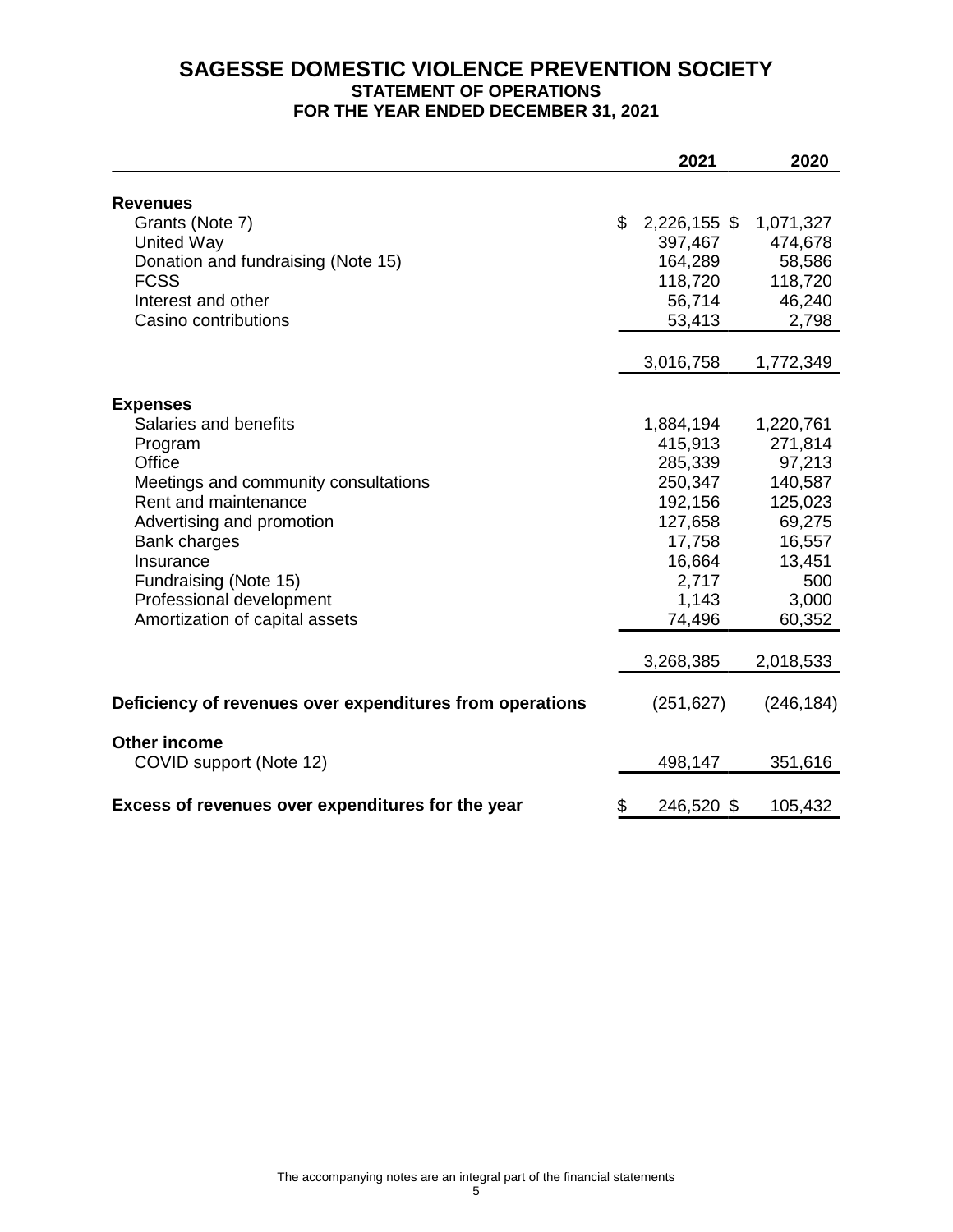# SAGESSE DOMESTIC VIOLENCE PREVENTION SOCIETY

## STATEMENT OF OPERATIONS

## FOR THE YEAR ENDED DECEMBER 31, 2021

| | 2021 | 2020 |
|---|---|---|
| **Revenues** | | |
| Grants (Note 7) | $ 2,226,155 | $ 1,071,327 |
| United Way | 397,467 | 474,678 |
| Donation and fundraising (Note 15) | 164,289 | 58,586 |
| FCSS | 118,720 | 118,720 |
| Interest and other | 56,714 | 46,240 |
| Casino contributions | 53,413 | 2,798 |
| | 3,016,758 | 1,772,349 |
| **Expenses** | | |
| Salaries and benefits | 1,884,194 | 1,220,761 |
| Program | 415,913 | 271,814 |
| Office | 285,339 | 97,213 |
| Meetings and community consultations | 250,347 | 140,587 |
| Rent and maintenance | 192,156 | 125,023 |
| Advertising and promotion | 127,658 | 69,275 |
| Bank charges | 17,758 | 16,557 |
| Insurance | 16,664 | 13,451 |
| Fundraising (Note 15) | 2,717 | 500 |
| Professional development | 1,143 | 3,000 |
| Amortization of capital assets | 74,496 | 60,352 |
| | 3,268,385 | 2,018,533 |
| **Deficiency of revenues over expenditures from operations** | (251,627) | (246,184) |
| **Other income** | | |
| COVID support (Note 12) | 498,147 | 351,616 |
| **Excess of revenues over expenditures for the year** | $ 246,520 | $ 105,432 |

The accompanying notes are an integral part of the financial statements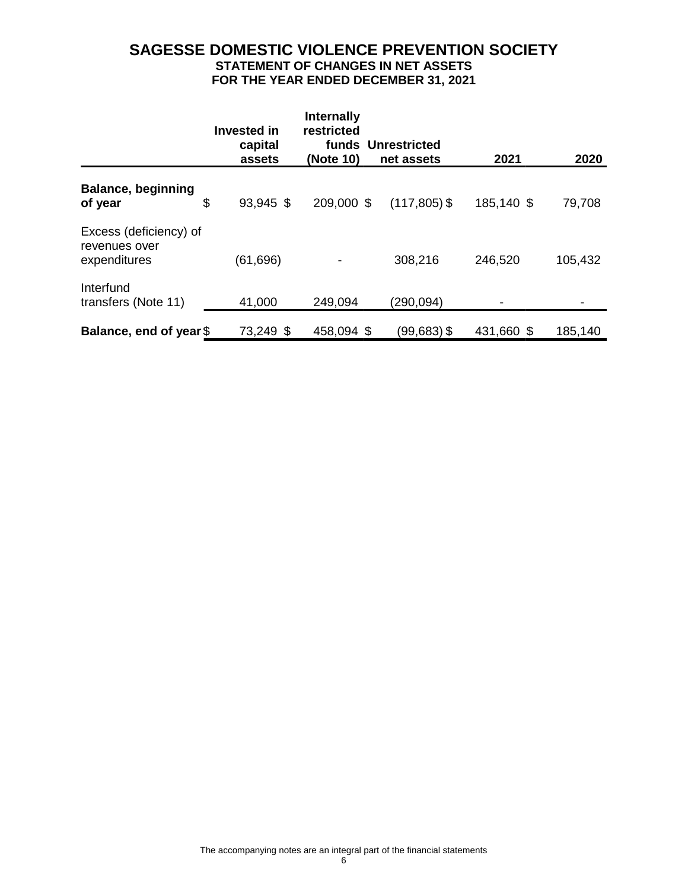# SAGESSE DOMESTIC VIOLENCE PREVENTION SOCIETY

## STATEMENT OF CHANGES IN NET ASSETS

## FOR THE YEAR ENDED DECEMBER 31, 2021

| | Invested in capital assets | Internally restricted funds (Note 10) | Unrestricted net assets | 2021 | 2020 |
|---|---|---|---|---|---|
| **Balance, beginning of year** | $ 93,945 | $ 209,000 | $ (117,805) | $ 185,140 | $ 79,708 |
| Excess (deficiency) of revenues over expenditures | (61,696) | - | 308,216 | 246,520 | 105,432 |
| Interfund transfers (Note 11) | 41,000 | 249,094 | (290,094) | - | - |
| **Balance, end of year** | $ 73,249 | $ 458,094 | $ (99,683) | $ 431,660 | $ 185,140 |

The accompanying notes are an integral part of the financial statements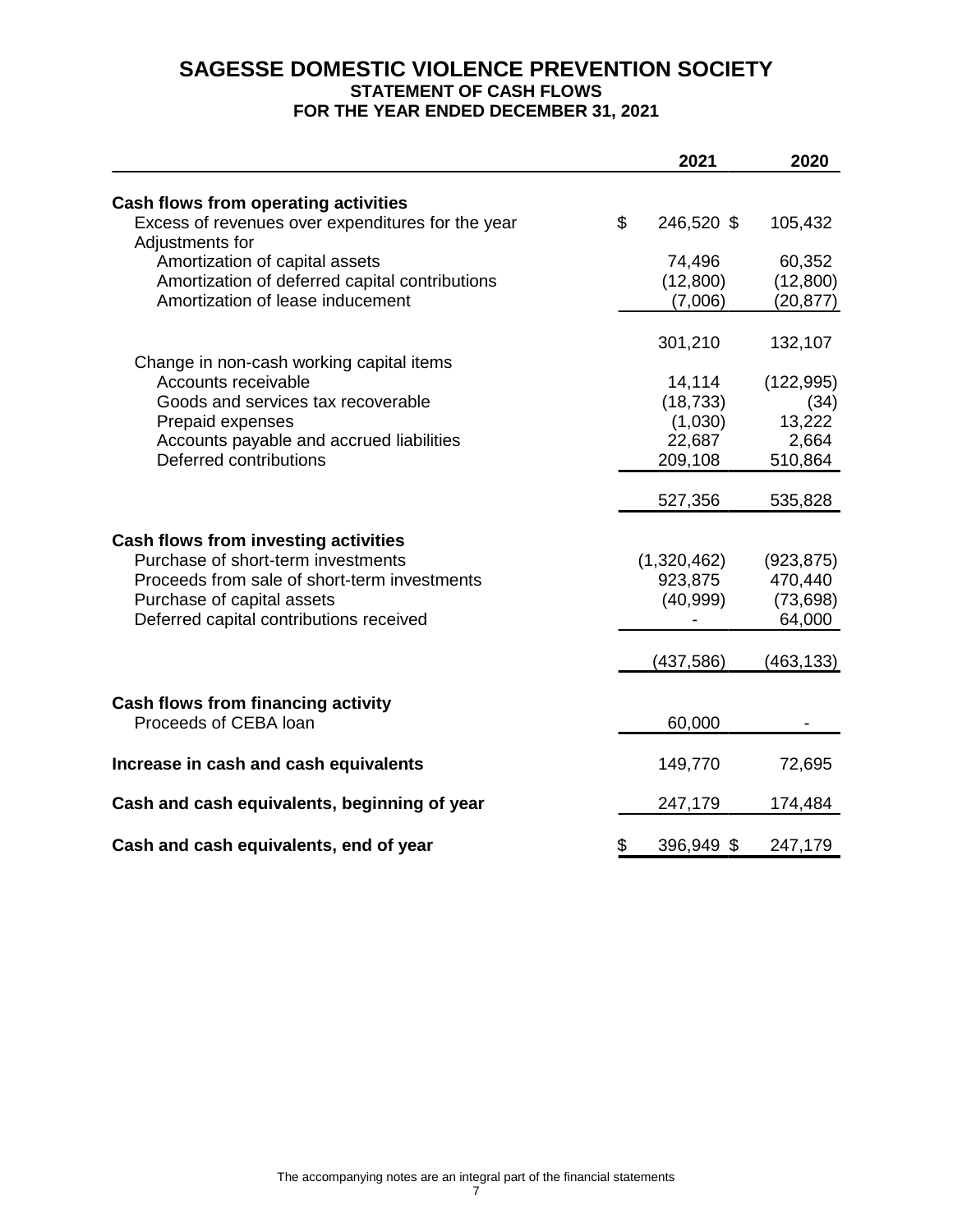# SAGESSE DOMESTIC VIOLENCE PREVENTION SOCIETY

## STATEMENT OF CASH FLOWS

## FOR THE YEAR ENDED DECEMBER 31, 2021

| | 2021 | 2020 |
|---|---|---|
| **Cash flows from operating activities** | | |
| Excess of revenues over expenditures for the year | $ 246,520 | $ 105,432 |
| Adjustments for | | |
| Amortization of capital assets | 74,496 | 60,352 |
| Amortization of deferred capital contributions | (12,800) | (12,800) |
| Amortization of lease inducement | (7,006) | (20,877) |
| | 301,210 | 132,107 |
| Change in non-cash working capital items | | |
| Accounts receivable | 14,114 | (122,995) |
| Goods and services tax recoverable | (18,733) | (34) |
| Prepaid expenses | (1,030) | 13,222 |
| Accounts payable and accrued liabilities | 22,687 | 2,664 |
| Deferred contributions | 209,108 | 510,864 |
| | 527,356 | 535,828 |
| **Cash flows from investing activities** | | |
| Purchase of short-term investments | (1,320,462) | (923,875) |
| Proceeds from sale of short-term investments | 923,875 | 470,440 |
| Purchase of capital assets | (40,999) | (73,698) |
| Deferred capital contributions received | - | 64,000 |
| | (437,586) | (463,133) |
| **Cash flows from financing activity** | | |
| Proceeds of CEBA loan | 60,000 | - |
| **Increase in cash and cash equivalents** | 149,770 | 72,695 |
| **Cash and cash equivalents, beginning of year** | 247,179 | 174,484 |
| **Cash and cash equivalents, end of year** | $ 396,949 | $ 247,179 |

The accompanying notes are an integral part of the financial statements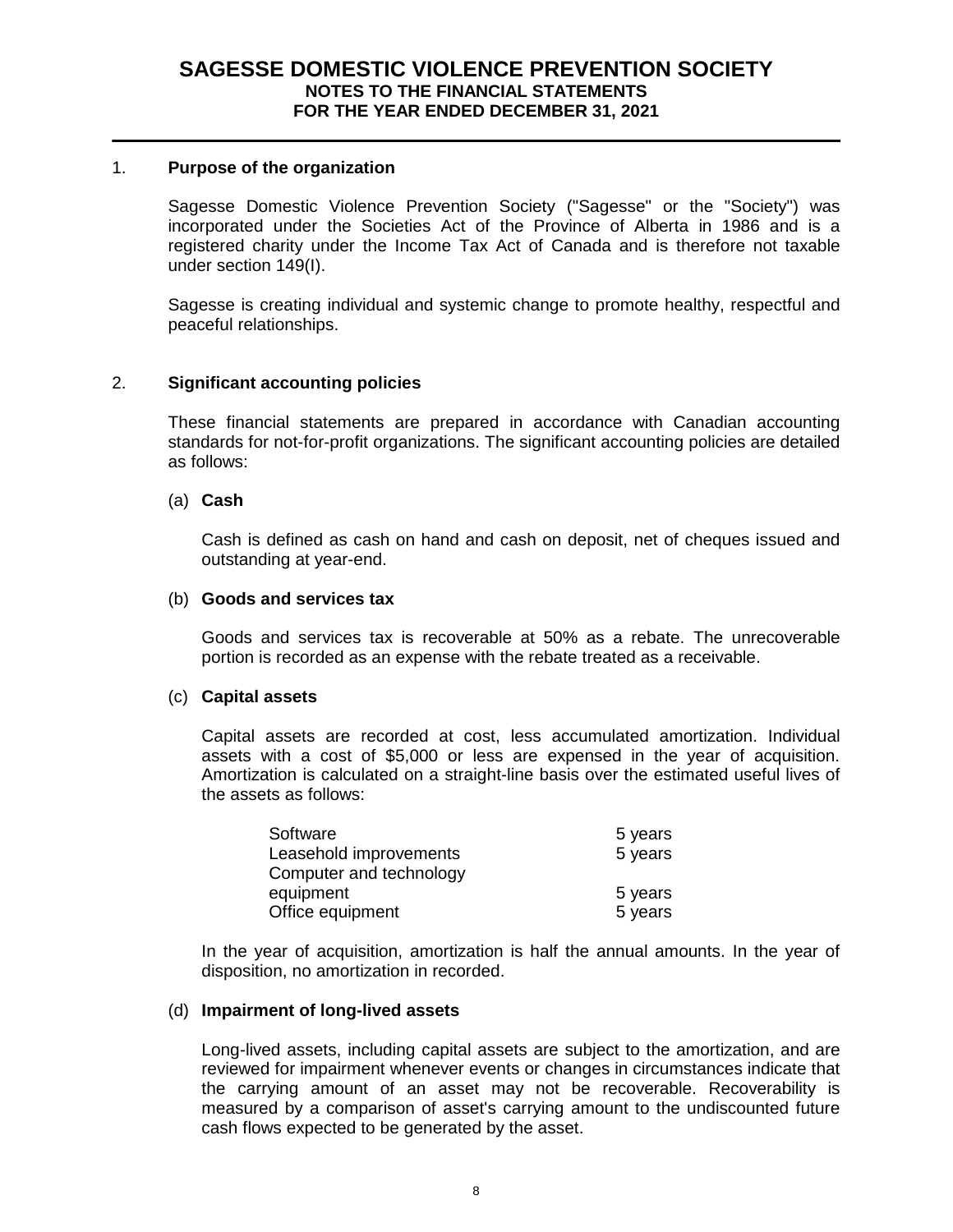# SAGESSE DOMESTIC VIOLENCE PREVENTION SOCIETY

## NOTES TO THE FINANCIAL STATEMENTS

## FOR THE YEAR ENDED DECEMBER 31, 2021

1. **Purpose of the organization**

Sagesse Domestic Violence Prevention Society ("Sagesse" or the "Society") was incorporated under the Societies Act of the Province of Alberta in 1986 and is a registered charity under the Income Tax Act of Canada and is therefore not taxable under section 149(I).

Sagesse is creating individual and systemic change to promote healthy, respectful and peaceful relationships.

2. **Significant accounting policies**

These financial statements are prepared in accordance with Canadian accounting standards for not-for-profit organizations. The significant accounting policies are detailed as follows:

(a) **Cash**

Cash is defined as cash on hand and cash on deposit, net of cheques issued and outstanding at year-end.

(b) **Goods and services tax**

Goods and services tax is recoverable at 50% as a rebate. The unrecoverable portion is recorded as an expense with the rebate treated as a receivable.

(c) **Capital assets**

Capital assets are recorded at cost, less accumulated amortization. Individual assets with a cost of $5,000 or less are expensed in the year of acquisition. Amortization is calculated on a straight-line basis over the estimated useful lives of the assets as follows:

| | |
|---|---|
| Software | 5 years |
| Leasehold improvements | 5 years |
| Computer and technology equipment | 5 years |
| Office equipment | 5 years |

In the year of acquisition, amortization is half the annual amounts. In the year of disposition, no amortization in recorded.

(d) **Impairment of long-lived assets**

Long-lived assets, including capital assets are subject to the amortization, and are reviewed for impairment whenever events or changes in circumstances indicate that the carrying amount of an asset may not be recoverable. Recoverability is measured by a comparison of asset's carrying amount to the undiscounted future cash flows expected to be generated by the asset.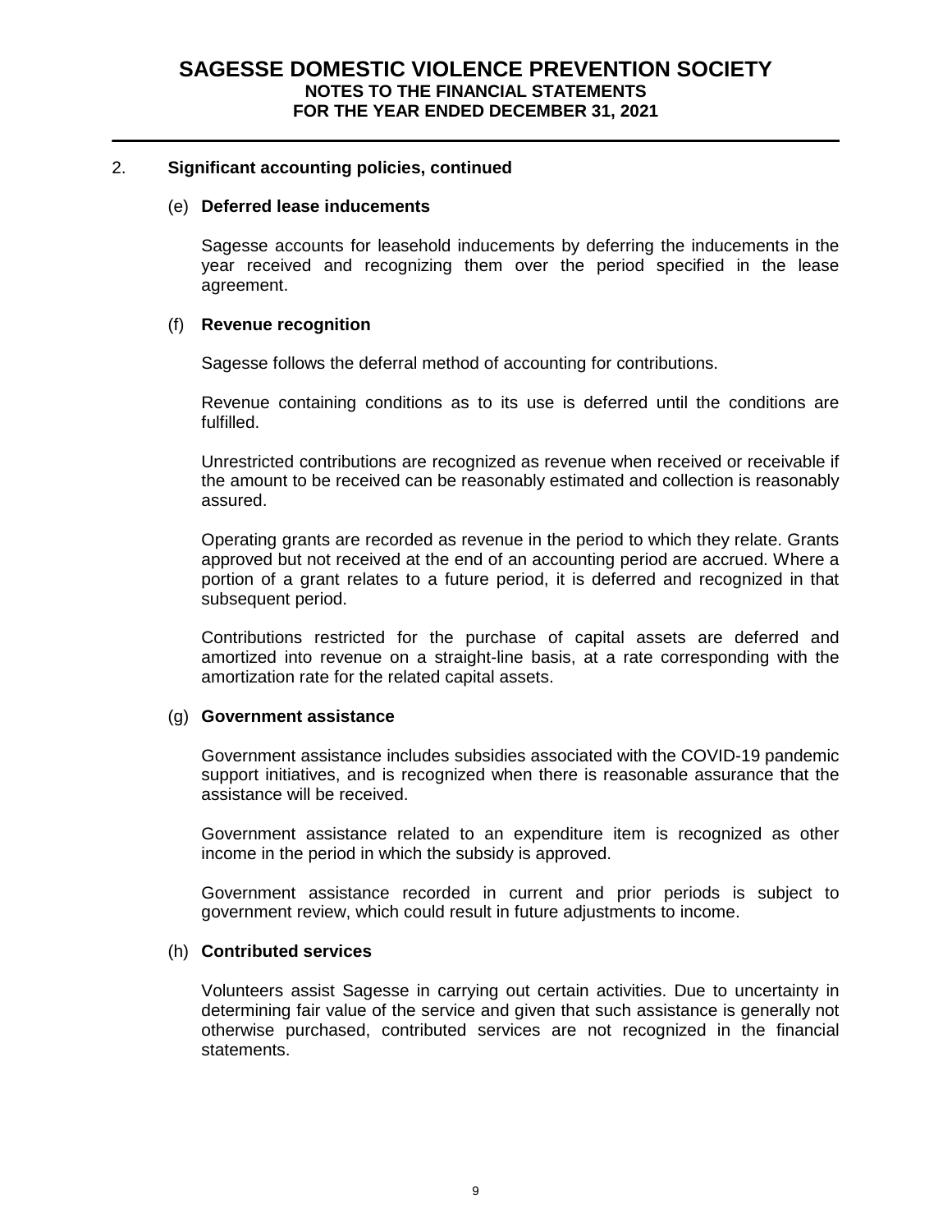## 2. Significant accounting policies, continued

### (e) Deferred lease inducements

Sagesse accounts for leasehold inducements by deferring the inducements in the year received and recognizing them over the period specified in the lease agreement.

### (f) Revenue recognition

Sagesse follows the deferral method of accounting for contributions.

Revenue containing conditions as to its use is deferred until the conditions are fulfilled.

Unrestricted contributions are recognized as revenue when received or receivable if the amount to be received can be reasonably estimated and collection is reasonably assured.

Operating grants are recorded as revenue in the period to which they relate. Grants approved but not received at the end of an accounting period are accrued. Where a portion of a grant relates to a future period, it is deferred and recognized in that subsequent period.

Contributions restricted for the purchase of capital assets are deferred and amortized into revenue on a straight-line basis, at a rate corresponding with the amortization rate for the related capital assets.

### (g) Government assistance

Government assistance includes subsidies associated with the COVID-19 pandemic support initiatives, and is recognized when there is reasonable assurance that the assistance will be received.

Government assistance related to an expenditure item is recognized as other income in the period in which the subsidy is approved.

Government assistance recorded in current and prior periods is subject to government review, which could result in future adjustments to income.

### (h) Contributed services

Volunteers assist Sagesse in carrying out certain activities. Due to uncertainty in determining fair value of the service and given that such assistance is generally not otherwise purchased, contributed services are not recognized in the financial statements.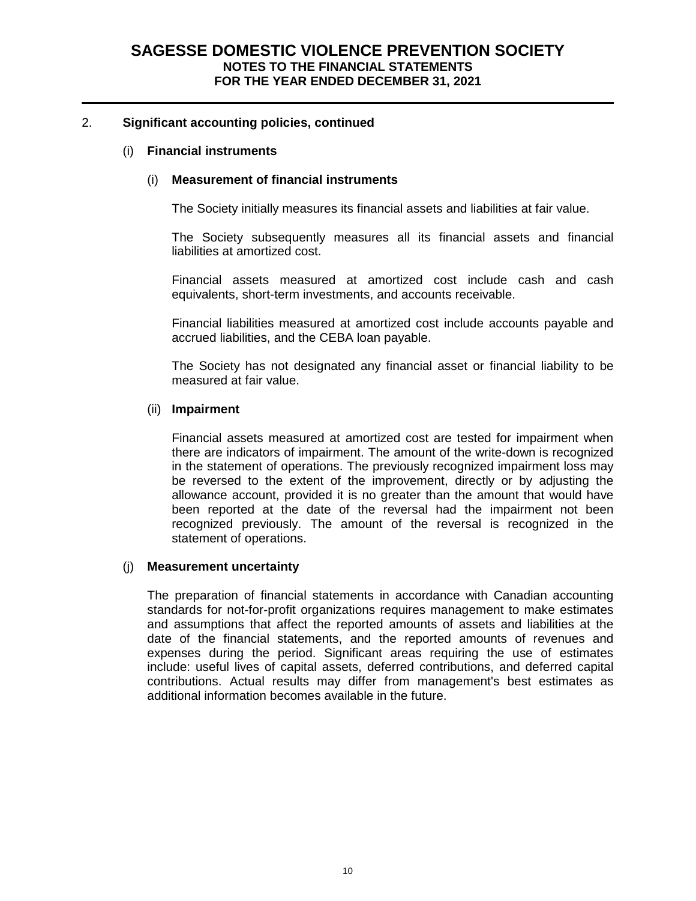## 2. Significant accounting policies, continued

### (i) Financial instruments

#### (i) Measurement of financial instruments

The Society initially measures its financial assets and liabilities at fair value.

The Society subsequently measures all its financial assets and financial liabilities at amortized cost.

Financial assets measured at amortized cost include cash and cash equivalents, short-term investments, and accounts receivable.

Financial liabilities measured at amortized cost include accounts payable and accrued liabilities, and the CEBA loan payable.

The Society has not designated any financial asset or financial liability to be measured at fair value.

#### (ii) Impairment

Financial assets measured at amortized cost are tested for impairment when there are indicators of impairment. The amount of the write-down is recognized in the statement of operations. The previously recognized impairment loss may be reversed to the extent of the improvement, directly or by adjusting the allowance account, provided it is no greater than the amount that would have been reported at the date of the reversal had the impairment not been recognized previously. The amount of the reversal is recognized in the statement of operations.

### (j) Measurement uncertainty

The preparation of financial statements in accordance with Canadian accounting standards for not-for-profit organizations requires management to make estimates and assumptions that affect the reported amounts of assets and liabilities at the date of the financial statements, and the reported amounts of revenues and expenses during the period. Significant areas requiring the use of estimates include: useful lives of capital assets, deferred contributions, and deferred capital contributions. Actual results may differ from management's best estimates as additional information becomes available in the future.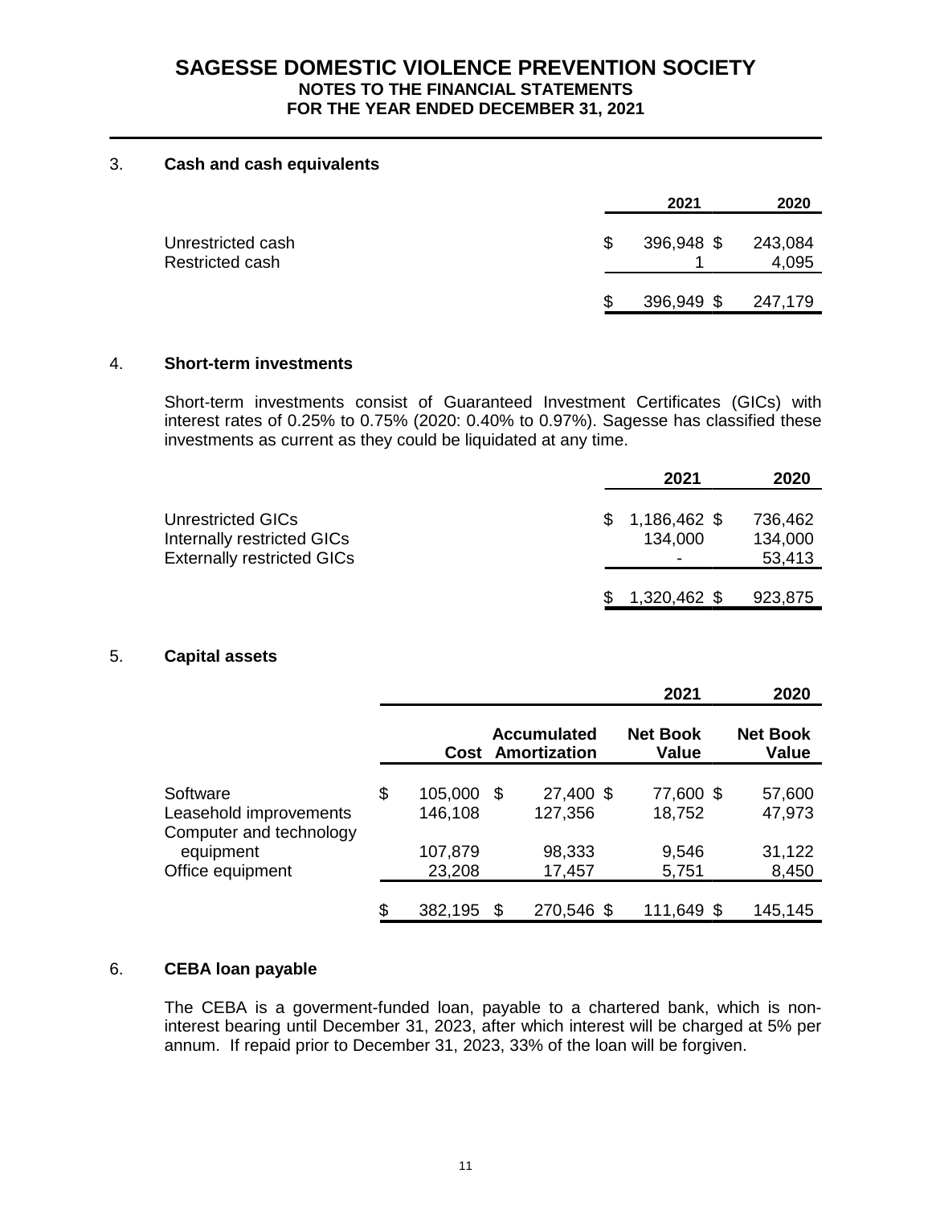# SAGESSE DOMESTIC VIOLENCE PREVENTION SOCIETY
## NOTES TO THE FINANCIAL STATEMENTS
## FOR THE YEAR ENDED DECEMBER 31, 2021

### 3. Cash and cash equivalents

| | 2021 | 2020 |
|---|---|---|
| Unrestricted cash | $ 396,948 | $ 243,084 |
| Restricted cash | 1 | 4,095 |
| | $ 396,949 | $ 247,179 |

### 4. Short-term investments

Short-term investments consist of Guaranteed Investment Certificates (GICs) with interest rates of 0.25% to 0.75% (2020: 0.40% to 0.97%). Sagesse has classified these investments as current as they could be liquidated at any time.

| | 2021 | 2020 |
|---|---|---|
| Unrestricted GICs | $ 1,186,462 | $ 736,462 |
| Internally restricted GICs | 134,000 | 134,000 |
| Externally restricted GICs | - | 53,413 |
| | $ 1,320,462 | $ 923,875 |

### 5. Capital assets

| | | | 2021 | 2020 |
|---|---|---|---|---|
| | Cost | Accumulated Amortization | Net Book Value | Net Book Value |
| Software | $ 105,000 | $ 27,400 | $ 77,600 | $ 57,600 |
| Leasehold improvements | 146,108 | 127,356 | 18,752 | 47,973 |
| Computer and technology equipment | 107,879 | 98,333 | 9,546 | 31,122 |
| Office equipment | 23,208 | 17,457 | 5,751 | 8,450 |
| | $ 382,195 | $ 270,546 | $ 111,649 | $ 145,145 |

### 6. CEBA loan payable

The CEBA is a goverment-funded loan, payable to a chartered bank, which is non-interest bearing until December 31, 2023, after which interest will be charged at 5% per annum. If repaid prior to December 31, 2023, 33% of the loan will be forgiven.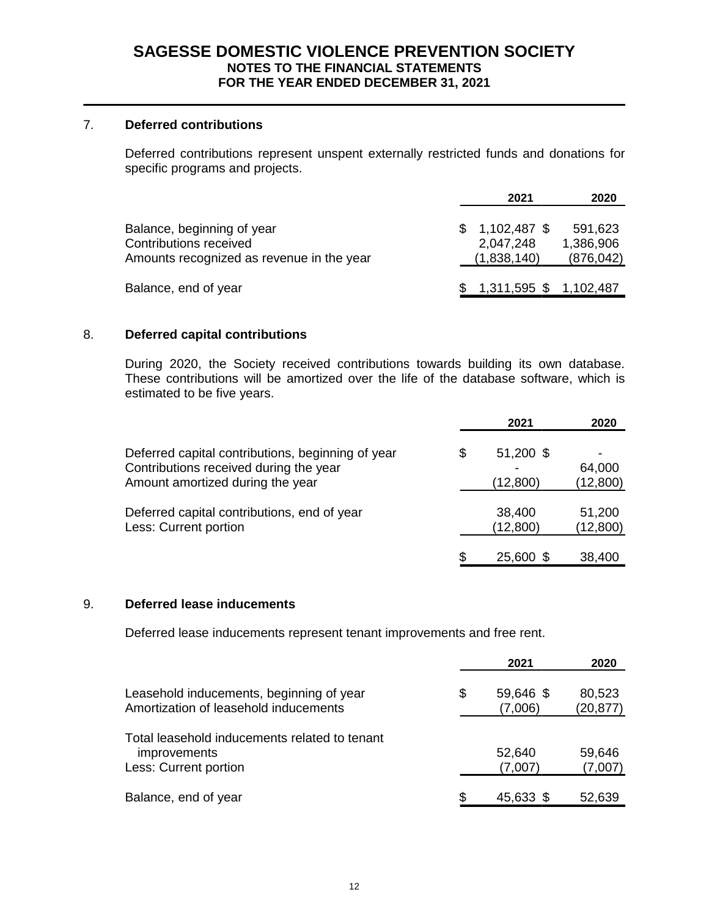# SAGESSE DOMESTIC VIOLENCE PREVENTION SOCIETY
## NOTES TO THE FINANCIAL STATEMENTS
## FOR THE YEAR ENDED DECEMBER 31, 2021

### 7. Deferred contributions

Deferred contributions represent unspent externally restricted funds and donations for specific programs and projects.

| | 2021 | 2020 |
|---|---|---|
| Balance, beginning of year | $ 1,102,487 | $ 591,623 |
| Contributions received | 2,047,248 | 1,386,906 |
| Amounts recognized as revenue in the year | (1,838,140) | (876,042) |
| Balance, end of year | $ 1,311,595 | $ 1,102,487 |

### 8. Deferred capital contributions

During 2020, the Society received contributions towards building its own database. These contributions will be amortized over the life of the database software, which is estimated to be five years.

| | 2021 | 2020 |
|---|---|---|
| Deferred capital contributions, beginning of year | $ 51,200 | $ - |
| Contributions received during the year | - | 64,000 |
| Amount amortized during the year | (12,800) | (12,800) |
| Deferred capital contributions, end of year | 38,400 | 51,200 |
| Less: Current portion | (12,800) | (12,800) |
| | $ 25,600 | $ 38,400 |

### 9. Deferred lease inducements

Deferred lease inducements represent tenant improvements and free rent.

| | 2021 | 2020 |
|---|---|---|
| Leasehold inducements, beginning of year | $ 59,646 | $ 80,523 |
| Amortization of leasehold inducements | (7,006) | (20,877) |
| Total leasehold inducements related to tenant improvements | 52,640 | 59,646 |
| Less: Current portion | (7,007) | (7,007) |
| Balance, end of year | $ 45,633 | $ 52,639 |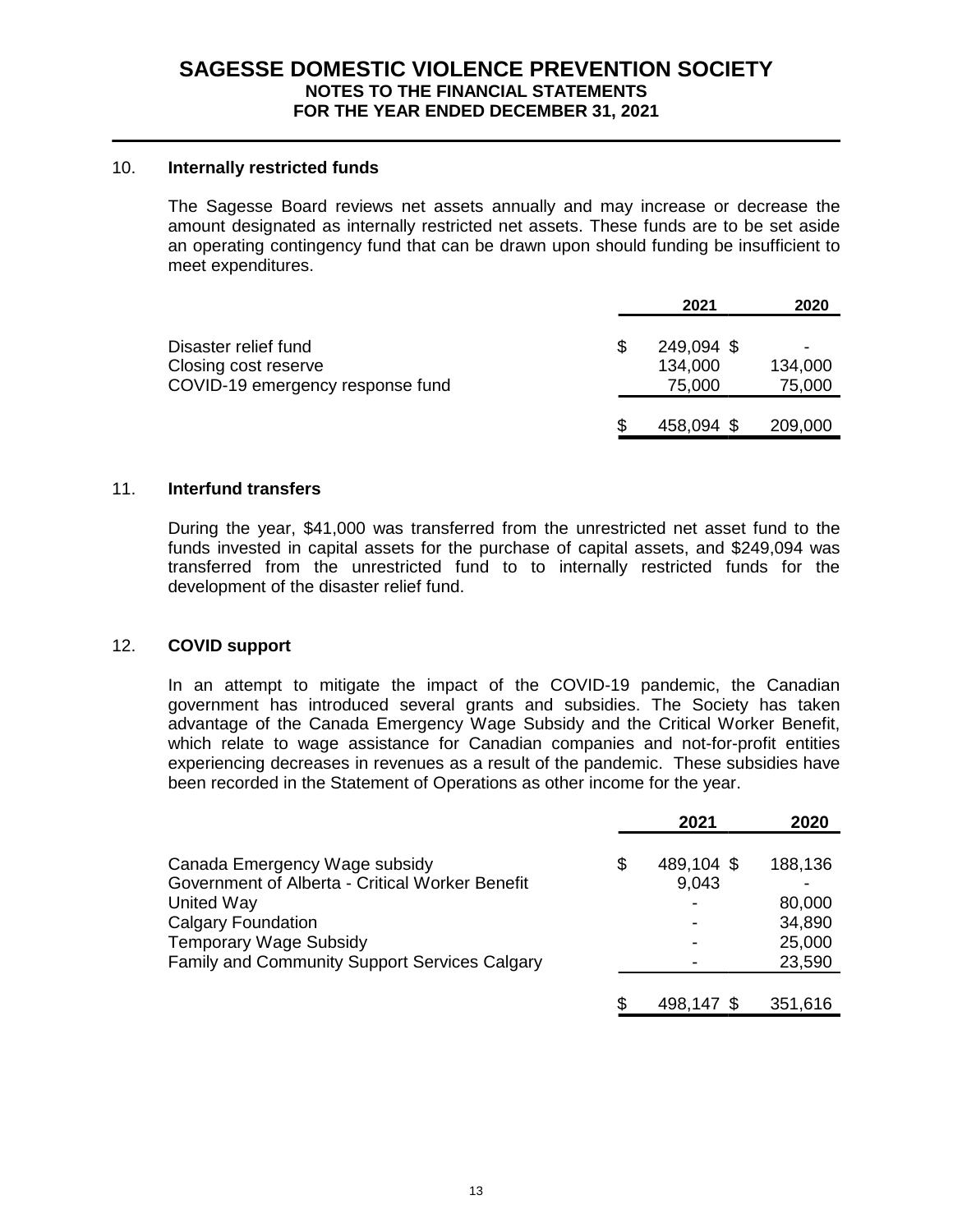# SAGESSE DOMESTIC VIOLENCE PREVENTION SOCIETY
## NOTES TO THE FINANCIAL STATEMENTS
## FOR THE YEAR ENDED DECEMBER 31, 2021

### 10. Internally restricted funds

The Sagesse Board reviews net assets annually and may increase or decrease the amount designated as internally restricted net assets. These funds are to be set aside an operating contingency fund that can be drawn upon should funding be insufficient to meet expenditures.

| | 2021 | 2020 |
|---|---|---|
| Disaster relief fund | $ 249,094 | $ - |
| Closing cost reserve | 134,000 | 134,000 |
| COVID-19 emergency response fund | 75,000 | 75,000 |
| | $ 458,094 | $ 209,000 |

### 11. Interfund transfers

During the year, $41,000 was transferred from the unrestricted net asset fund to the funds invested in capital assets for the purchase of capital assets, and $249,094 was transferred from the unrestricted fund to to internally restricted funds for the development of the disaster relief fund.

### 12. COVID support

In an attempt to mitigate the impact of the COVID-19 pandemic, the Canadian government has introduced several grants and subsidies. The Society has taken advantage of the Canada Emergency Wage Subsidy and the Critical Worker Benefit, which relate to wage assistance for Canadian companies and not-for-profit entities experiencing decreases in revenues as a result of the pandemic. These subsidies have been recorded in the Statement of Operations as other income for the year.

| | 2021 | 2020 |
|---|---|---|
| Canada Emergency Wage subsidy | $ 489,104 | $ 188,136 |
| Government of Alberta - Critical Worker Benefit | 9,043 | - |
| United Way | - | 80,000 |
| Calgary Foundation | - | 34,890 |
| Temporary Wage Subsidy | - | 25,000 |
| Family and Community Support Services Calgary | - | 23,590 |
| | $ 498,147 | $ 351,616 |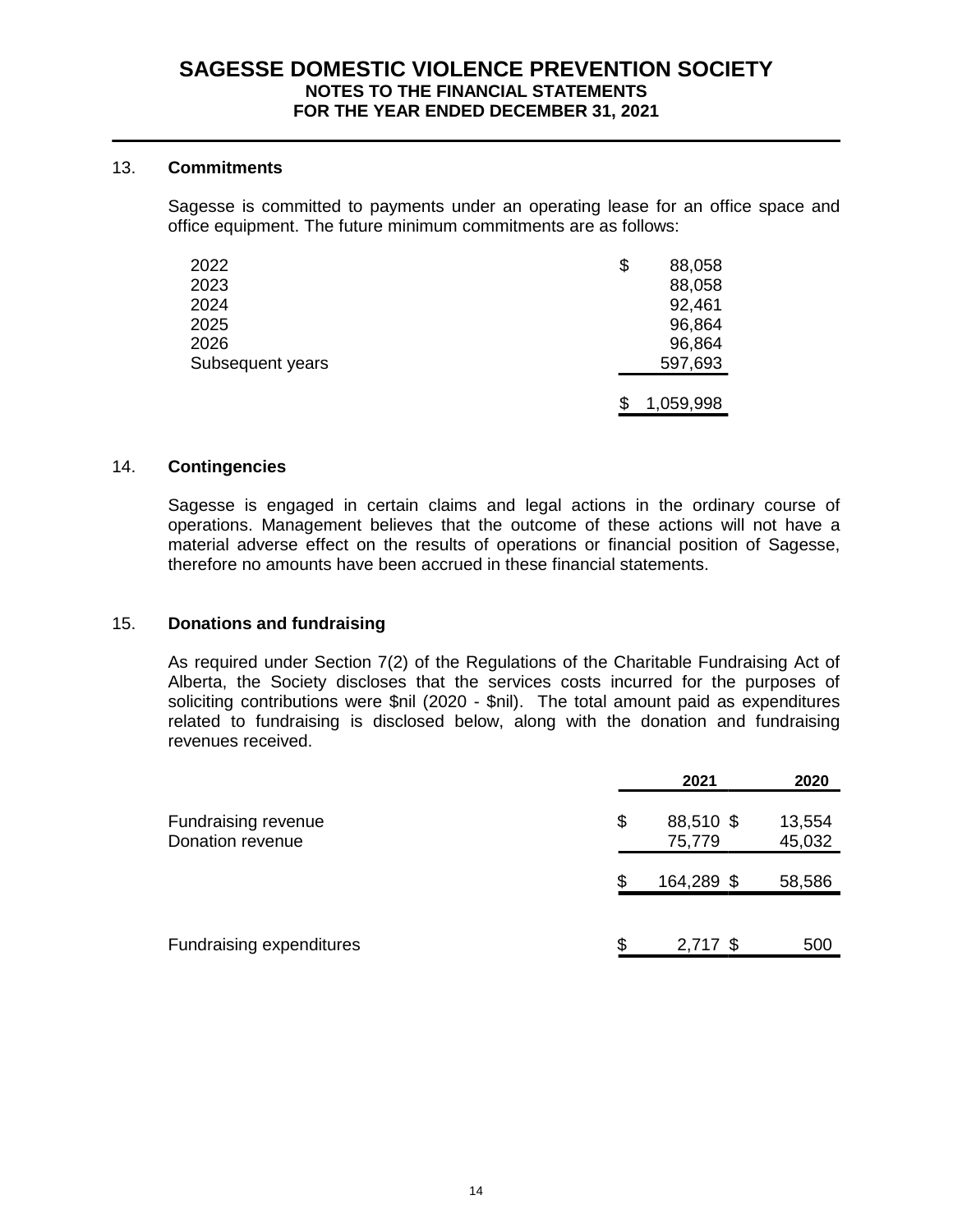# SAGESSE DOMESTIC VIOLENCE PREVENTION SOCIETY
## NOTES TO THE FINANCIAL STATEMENTS
## FOR THE YEAR ENDED DECEMBER 31, 2021

### 13. Commitments

Sagesse is committed to payments under an operating lease for an office space and office equipment. The future minimum commitments are as follows:

| | |
|---|---|
| 2022 | $ 88,058 |
| 2023 | 88,058 |
| 2024 | 92,461 |
| 2025 | 96,864 |
| 2026 | 96,864 |
| Subsequent years | 597,693 |
| | $ 1,059,998 |

### 14. Contingencies

Sagesse is engaged in certain claims and legal actions in the ordinary course of operations. Management believes that the outcome of these actions will not have a material adverse effect on the results of operations or financial position of Sagesse, therefore no amounts have been accrued in these financial statements.

### 15. Donations and fundraising

As required under Section 7(2) of the Regulations of the Charitable Fundraising Act of Alberta, the Society discloses that the services costs incurred for the purposes of soliciting contributions were $nil (2020 - $nil). The total amount paid as expenditures related to fundraising is disclosed below, along with the donation and fundraising revenues received.

| | 2021 | 2020 |
|---|---|---|
| Fundraising revenue | $ 88,510 | $ 13,554 |
| Donation revenue | 75,779 | 45,032 |
| | $ 164,289 | $ 58,586 |
| Fundraising expenditures | $ 2,717 | $ 500 |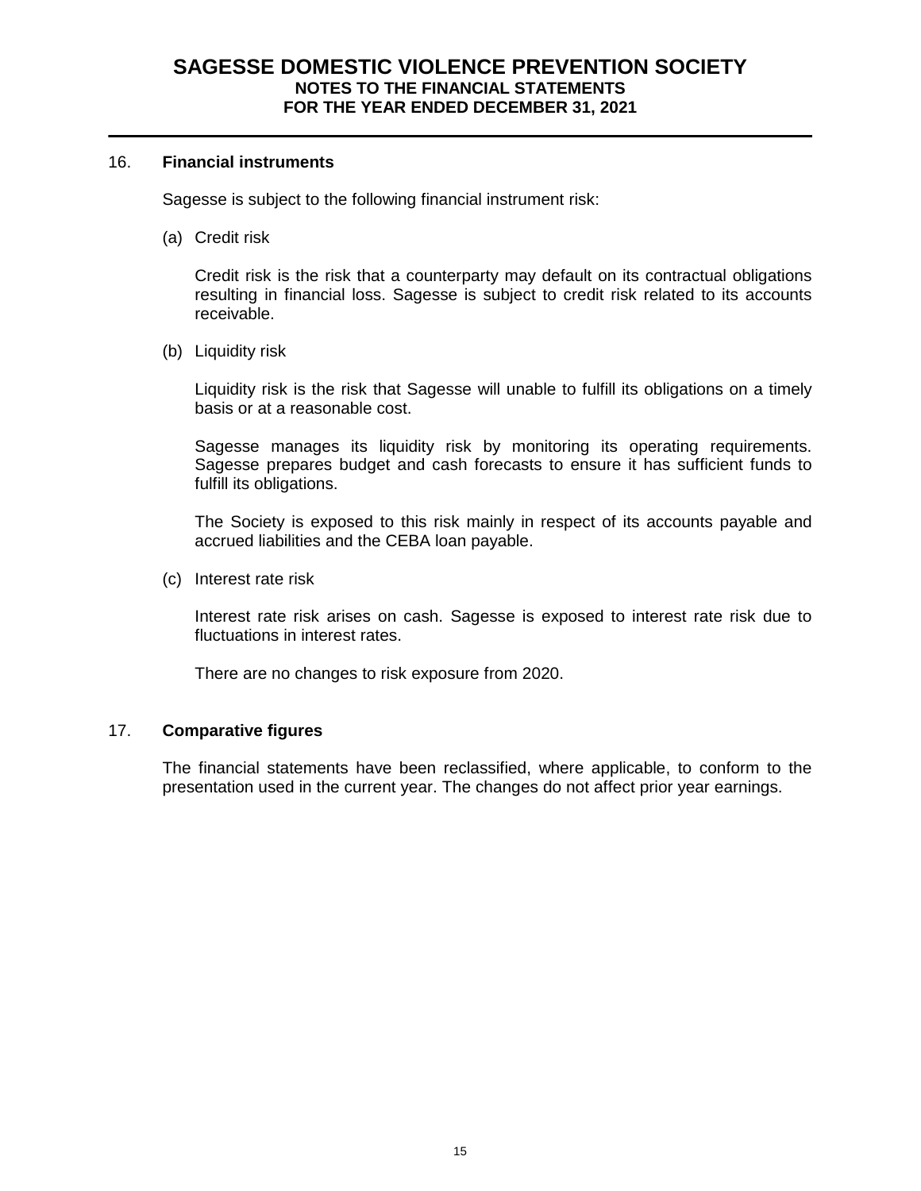## 16. Financial instruments

Sagesse is subject to the following financial instrument risk:

(a) Credit risk

Credit risk is the risk that a counterparty may default on its contractual obligations resulting in financial loss. Sagesse is subject to credit risk related to its accounts receivable.

(b) Liquidity risk

Liquidity risk is the risk that Sagesse will unable to fulfill its obligations on a timely basis or at a reasonable cost.

Sagesse manages its liquidity risk by monitoring its operating requirements. Sagesse prepares budget and cash forecasts to ensure it has sufficient funds to fulfill its obligations.

The Society is exposed to this risk mainly in respect of its accounts payable and accrued liabilities and the CEBA loan payable.

(c) Interest rate risk

Interest rate risk arises on cash. Sagesse is exposed to interest rate risk due to fluctuations in interest rates.

There are no changes to risk exposure from 2020.

## 17. Comparative figures

The financial statements have been reclassified, where applicable, to conform to the presentation used in the current year. The changes do not affect prior year earnings.